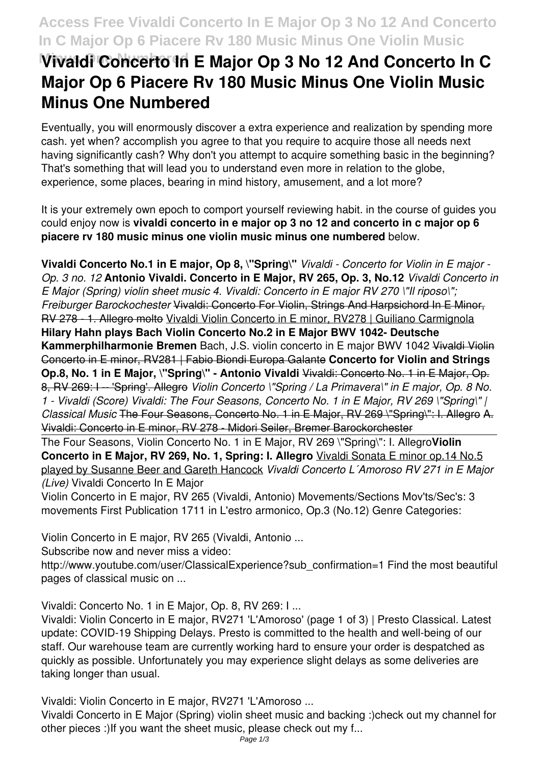# Vivaldi Concerto In E Major Op 3 No 12 And Concerto In C Major Op 6 Piacere Rv 180 Music Minus One Violin Music Minus One Numbered

Eventually, you will enormously discover a extra experience and realization by spending more cash. yet when? accomplish you agree to that you require to acquire those all needs next having significantly cash? Why don't you attempt to acquire something basic in the beginning? That's something that will lead you to understand even more in relation to the globe, experience, some places, bearing in mind history, amusement, and a lot more?

It is your extremely own epoch to comport yourself reviewing habit. in the course of guides you could enjoy now is **vivaldi concerto in e major op 3 no 12 and concerto in c major op 6 piacere rv 180 music minus one violin music minus one numbered** below.

**Vivaldi Concerto No.1 in E major, Op 8, \"Spring\"** *Vivaldi - Concerto for Violin in E major - Op. 3 no. 12* **Antonio Vivaldi. Concerto in E Major, RV 265, Op. 3, No.12** *Vivaldi Concerto in E Major (Spring) violin sheet music 4. Vivaldi: Concerto in E major RV 270 \"Il riposo\"; Freiburger Barockochester* ~~Vivaldi: Concerto For Violin, Strings And Harpsichord In E Minor, RV 278 - 1. Allegro molto~~ Vivaldi Violin Concerto in E minor, RV278 | Guiliano Carmignola **Hilary Hahn plays Bach Violin Concerto No.2 in E Major BWV 1042- Deutsche Kammerphilharmonie Bremen** Bach, J.S. violin concerto in E major BWV 1042 ~~Vivaldi Violin Concerto in E minor, RV281 | Fabio Biondi Europa Galante~~ **Concerto for Violin and Strings Op.8, No. 1 in E Major, \"Spring\" - Antonio Vivaldi** ~~Vivaldi: Concerto No. 1 in E Major, Op. 8, RV 269: I -- 'Spring'. Allegro~~ *Violin Concerto \"Spring / La Primavera\" in E major, Op. 8 No. 1 - Vivaldi (Score) Vivaldi: The Four Seasons, Concerto No. 1 in E Major, RV 269 \"Spring\" | Classical Music* ~~The Four Seasons, Concerto No. 1 in E Major, RV 269 \"Spring\": I. Allegro~~ ~~A. Vivaldi: Concerto in E minor, RV 278 - Midori Seiler, Bremer Barockorchester~~

~~The Four Seasons, Violin Concerto No. 1 in E Major, RV 269 \"Spring\": I. Allegro~~ **Violin Concerto in E Major, RV 269, No. 1, Spring: I. Allegro** Vivaldi Sonata E minor op.14 No.5 played by Susanne Beer and Gareth Hancock *Vivaldi Concerto L´Amoroso RV 271 in E Major (Live)* Vivaldi Concerto In E Major

Violin Concerto in E major, RV 265 (Vivaldi, Antonio) Movements/Sections Mov'ts/Sec's: 3 movements First Publication 1711 in L'estro armonico, Op.3 (No.12) Genre Categories:

Violin Concerto in E major, RV 265 (Vivaldi, Antonio ...

Subscribe now and never miss a video:
http://www.youtube.com/user/ClassicalExperience?sub_confirmation=1 Find the most beautiful pages of classical music on ...

Vivaldi: Concerto No. 1 in E Major, Op. 8, RV 269: I ...

Vivaldi: Violin Concerto in E major, RV271 'L'Amoroso' (page 1 of 3) | Presto Classical. Latest update: COVID-19 Shipping Delays. Presto is committed to the health and well-being of our staff. Our warehouse team are currently working hard to ensure your order is despatched as quickly as possible. Unfortunately you may experience slight delays as some deliveries are taking longer than usual.

Vivaldi: Violin Concerto in E major, RV271 'L'Amoroso ...

Vivaldi Concerto in E Major (Spring) violin sheet music and backing :)check out my channel for other pieces :)If you want the sheet music, please check out my f...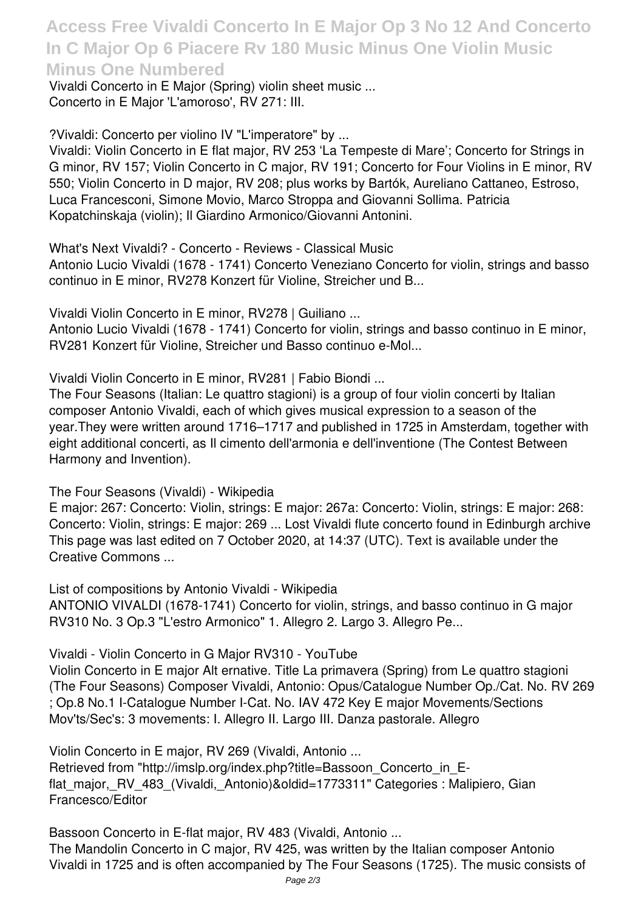Vivaldi Concerto in E Major (Spring) violin sheet music ...
Concerto in E Major 'L'amoroso', RV 271: III.

?Vivaldi: Concerto per violino IV "L'imperatore" by ...

Vivaldi: Violin Concerto in E flat major, RV 253 'La Tempeste di Mare'; Concerto for Strings in G minor, RV 157; Violin Concerto in C major, RV 191; Concerto for Four Violins in E minor, RV 550; Violin Concerto in D major, RV 208; plus works by Bartók, Aureliano Cattaneo, Estroso, Luca Francesconi, Simone Movio, Marco Stroppa and Giovanni Sollima. Patricia Kopatchinskaja (violin); Il Giardino Armonico/Giovanni Antonini.

What's Next Vivaldi? - Concerto - Reviews - Classical Music

Antonio Lucio Vivaldi (1678 - 1741) Concerto Veneziano Concerto for violin, strings and basso continuo in E minor, RV278 Konzert für Violine, Streicher und B...

Vivaldi Violin Concerto in E minor, RV278 | Guiliano ...

Antonio Lucio Vivaldi (1678 - 1741) Concerto for violin, strings and basso continuo in E minor, RV281 Konzert für Violine, Streicher und Basso continuo e-Mol...

Vivaldi Violin Concerto in E minor, RV281 | Fabio Biondi ...

The Four Seasons (Italian: Le quattro stagioni) is a group of four violin concerti by Italian composer Antonio Vivaldi, each of which gives musical expression to a season of the year.They were written around 1716–1717 and published in 1725 in Amsterdam, together with eight additional concerti, as Il cimento dell'armonia e dell'inventione (The Contest Between Harmony and Invention).

The Four Seasons (Vivaldi) - Wikipedia

E major: 267: Concerto: Violin, strings: E major: 267a: Concerto: Violin, strings: E major: 268: Concerto: Violin, strings: E major: 269 ... Lost Vivaldi flute concerto found in Edinburgh archive This page was last edited on 7 October 2020, at 14:37 (UTC). Text is available under the Creative Commons ...

List of compositions by Antonio Vivaldi - Wikipedia

ANTONIO VIVALDI (1678-1741) Concerto for violin, strings, and basso continuo in G major RV310 No. 3 Op.3 "L'estro Armonico" 1. Allegro 2. Largo 3. Allegro Pe...

Vivaldi - Violin Concerto in G Major RV310 - YouTube

Violin Concerto in E major Alt ernative. Title La primavera (Spring) from Le quattro stagioni (The Four Seasons) Composer Vivaldi, Antonio: Opus/Catalogue Number Op./Cat. No. RV 269 ; Op.8 No.1 I-Catalogue Number I-Cat. No. IAV 472 Key E major Movements/Sections Mov'ts/Sec's: 3 movements: I. Allegro II. Largo III. Danza pastorale. Allegro

Violin Concerto in E major, RV 269 (Vivaldi, Antonio ...

Retrieved from "http://imslp.org/index.php?title=Bassoon_Concerto_in_E-flat_major,_RV_483_(Vivaldi,_Antonio)&oldid=1773311" Categories : Malipiero, Gian Francesco/Editor

Bassoon Concerto in E-flat major, RV 483 (Vivaldi, Antonio ...

The Mandolin Concerto in C major, RV 425, was written by the Italian composer Antonio Vivaldi in 1725 and is often accompanied by The Four Seasons (1725). The music consists of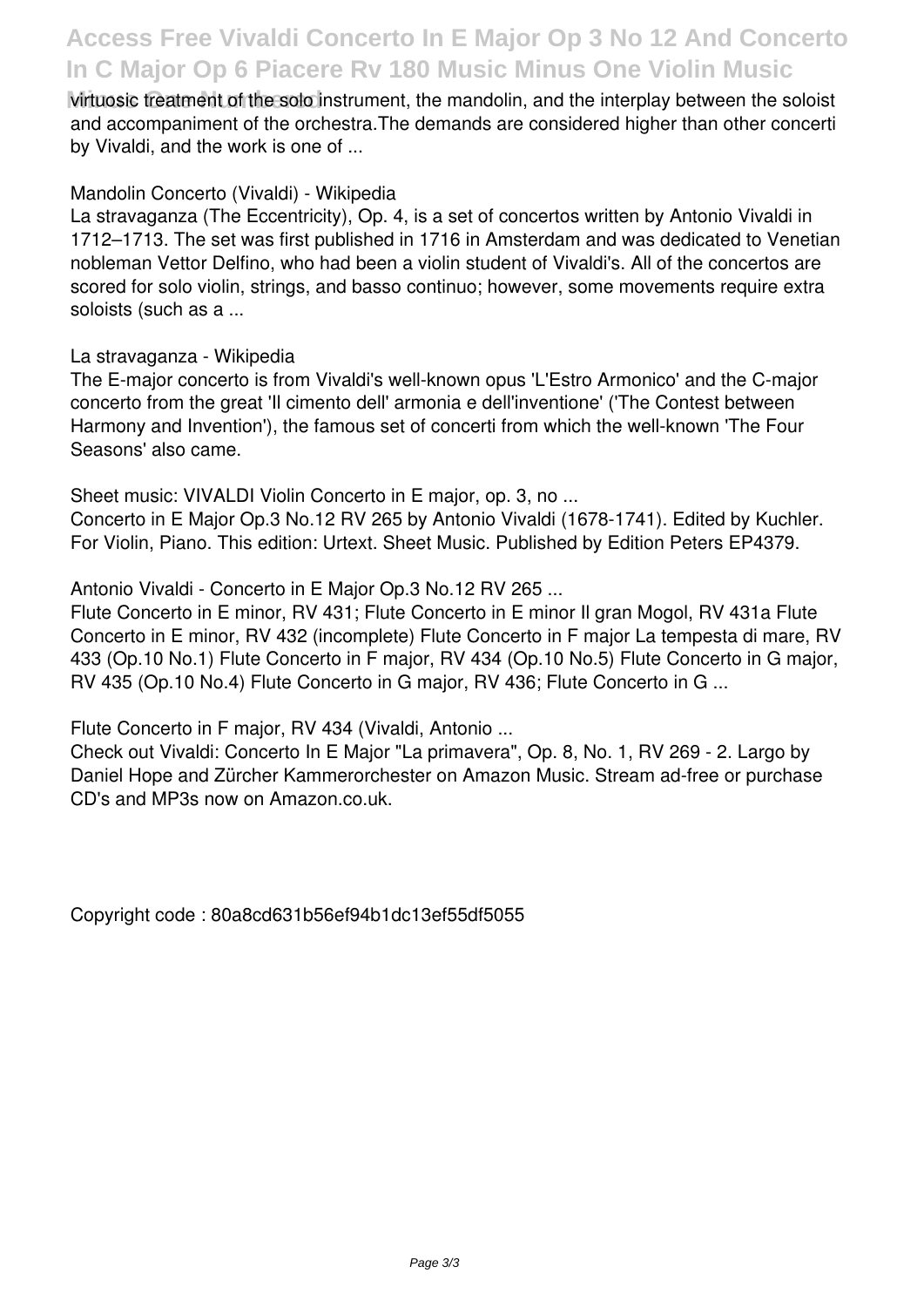virtuosic treatment of the solo instrument, the mandolin, and the interplay between the soloist and accompaniment of the orchestra.The demands are considered higher than other concerti by Vivaldi, and the work is one of ...

Mandolin Concerto (Vivaldi) - Wikipedia

La stravaganza (The Eccentricity), Op. 4, is a set of concertos written by Antonio Vivaldi in 1712–1713. The set was first published in 1716 in Amsterdam and was dedicated to Venetian nobleman Vettor Delfino, who had been a violin student of Vivaldi's. All of the concertos are scored for solo violin, strings, and basso continuo; however, some movements require extra soloists (such as a ...

La stravaganza - Wikipedia

The E-major concerto is from Vivaldi's well-known opus 'L'Estro Armonico' and the C-major concerto from the great 'Il cimento dell' armonia e dell'inventione' ('The Contest between Harmony and Invention'), the famous set of concerti from which the well-known 'The Four Seasons' also came.

Sheet music: VIVALDI Violin Concerto in E major, op. 3, no ...

Concerto in E Major Op.3 No.12 RV 265 by Antonio Vivaldi (1678-1741). Edited by Kuchler. For Violin, Piano. This edition: Urtext. Sheet Music. Published by Edition Peters EP4379.

Antonio Vivaldi - Concerto in E Major Op.3 No.12 RV 265 ...

Flute Concerto in E minor, RV 431; Flute Concerto in E minor Il gran Mogol, RV 431a Flute Concerto in E minor, RV 432 (incomplete) Flute Concerto in F major La tempesta di mare, RV 433 (Op.10 No.1) Flute Concerto in F major, RV 434 (Op.10 No.5) Flute Concerto in G major, RV 435 (Op.10 No.4) Flute Concerto in G major, RV 436; Flute Concerto in G ...

Flute Concerto in F major, RV 434 (Vivaldi, Antonio ...

Check out Vivaldi: Concerto In E Major "La primavera", Op. 8, No. 1, RV 269 - 2. Largo by Daniel Hope and Zürcher Kammerorchester on Amazon Music. Stream ad-free or purchase CD's and MP3s now on Amazon.co.uk.

Copyright code : 80a8cd631b56ef94b1dc13ef55df5055